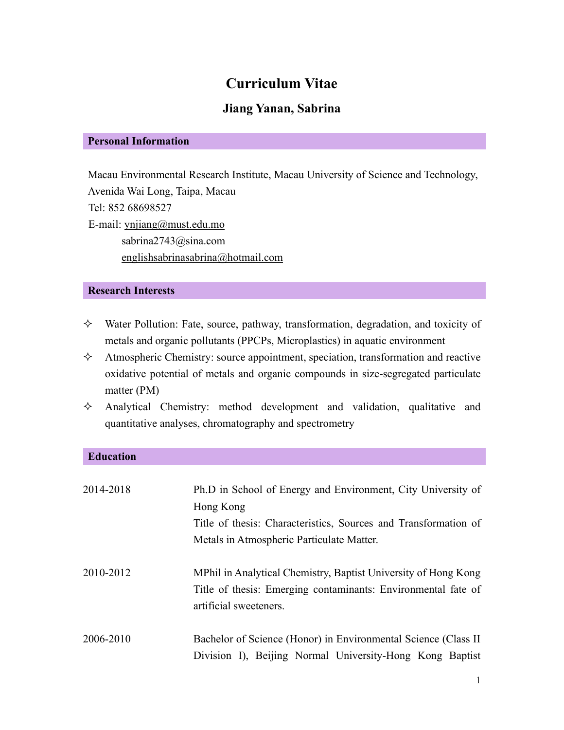# Curriculum Vitae

## Jiang Yanan, Sabrina

### Personal Information

Macau Environmental Research Institute, Macau University of Science and Technology, Avenida Wai Long, Taipa, Macau

Tel: 852 68698527

E-mail: ynjiang@must.edu.mo

sabrina2743@sina.com

englishsabrinasabrina@hotmail.com

### Research Interests

- ✧ Water Pollution: Fate, source, pathway, transformation, degradation, and toxicity of metals and organic pollutants (PPCPs, Microplastics) in aquatic environment
- ✧ Atmospheric Chemistry: source appointment, speciation, transformation and reactive oxidative potential of metals and organic compounds in size-segregated particulate matter (PM)
- ✧ Analytical Chemistry: method development and validation, qualitative and quantitative analyses, chromatography and spectrometry

### Education

2014-2018 — Ph.D in School of Energy and Environment, City University of Hong Kong
Title of thesis: Characteristics, Sources and Transformation of Metals in Atmospheric Particulate Matter.

2010-2012 — MPhil in Analytical Chemistry, Baptist University of Hong Kong
Title of thesis: Emerging contaminants: Environmental fate of artificial sweeteners.

2006-2010 — Bachelor of Science (Honor) in Environmental Science (Class II Division I), Beijing Normal University-Hong Kong Baptist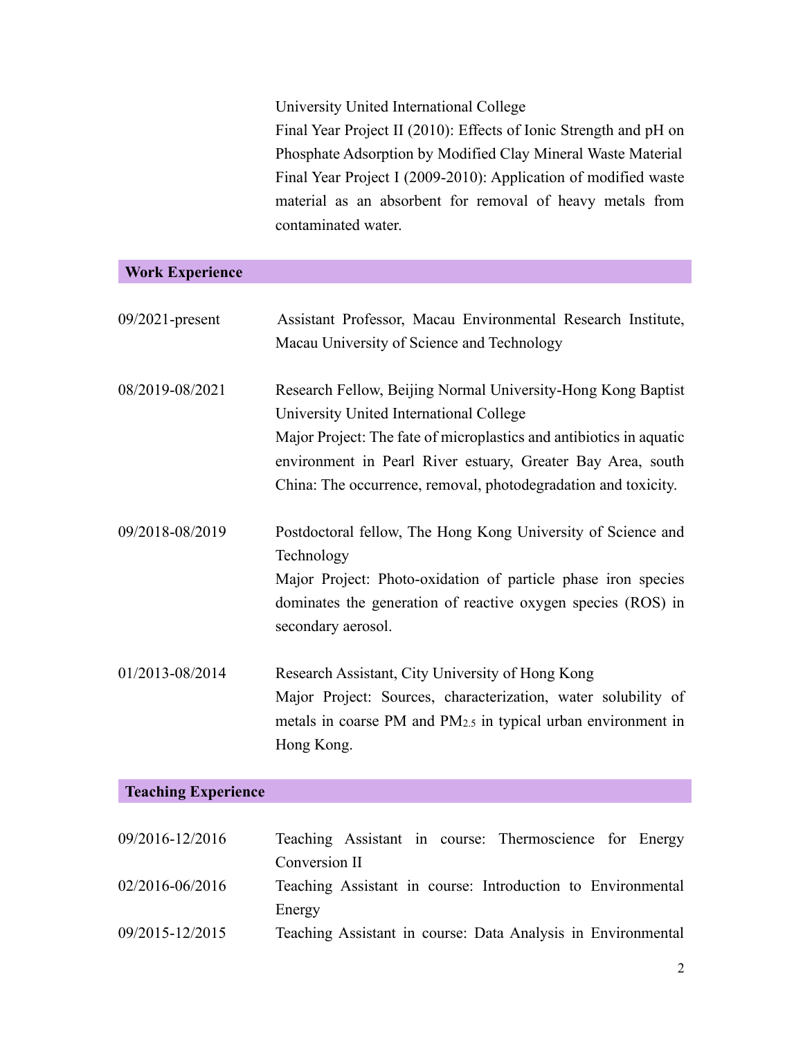University United International College
Final Year Project II (2010): Effects of Ionic Strength and pH on Phosphate Adsorption by Modified Clay Mineral Waste Material
Final Year Project I (2009-2010): Application of modified waste material as an absorbent for removal of heavy metals from contaminated water.

## Work Experience

| | |
|---|---|
| 09/2021-present | Assistant Professor, Macau Environmental Research Institute, Macau University of Science and Technology |
| 08/2019-08/2021 | Research Fellow, Beijing Normal University-Hong Kong Baptist University United International College<br>Major Project: The fate of microplastics and antibiotics in aquatic environment in Pearl River estuary, Greater Bay Area, south China: The occurrence, removal, photodegradation and toxicity. |
| 09/2018-08/2019 | Postdoctoral fellow, The Hong Kong University of Science and Technology<br>Major Project: Photo-oxidation of particle phase iron species dominates the generation of reactive oxygen species (ROS) in secondary aerosol. |
| 01/2013-08/2014 | Research Assistant, City University of Hong Kong<br>Major Project: Sources, characterization, water solubility of metals in coarse PM and $PM_{2.5}$ in typical urban environment in Hong Kong. |

## Teaching Experience

| | |
|---|---|
| 09/2016-12/2016 | Teaching Assistant in course: Thermoscience for Energy Conversion II |
| 02/2016-06/2016 | Teaching Assistant in course: Introduction to Environmental Energy |
| 09/2015-12/2015 | Teaching Assistant in course: Data Analysis in Environmental |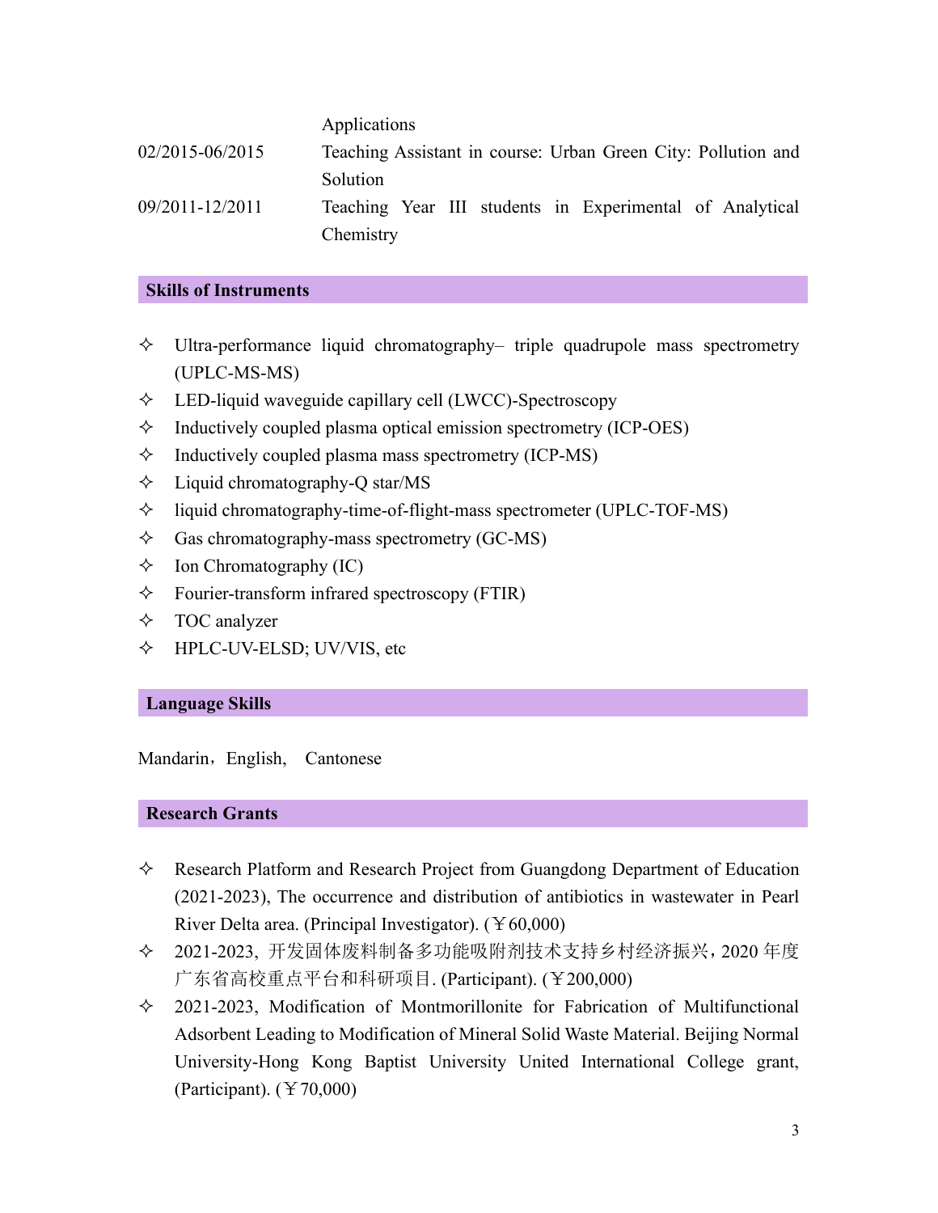| | |
|---|---|
| | Applications |
| 02/2015-06/2015 | Teaching Assistant in course: Urban Green City: Pollution and Solution |
| 09/2011-12/2011 | Teaching Year III students in Experimental of Analytical Chemistry |

## Skills of Instruments

- ✧ Ultra-performance liquid chromatography– triple quadrupole mass spectrometry (UPLC-MS-MS)
- ✧ LED-liquid waveguide capillary cell (LWCC)-Spectroscopy
- ✧ Inductively coupled plasma optical emission spectrometry (ICP-OES)
- ✧ Inductively coupled plasma mass spectrometry (ICP-MS)
- ✧ Liquid chromatography-Q star/MS
- ✧ liquid chromatography-time-of-flight-mass spectrometer (UPLC-TOF-MS)
- ✧ Gas chromatography-mass spectrometry (GC-MS)
- ✧ Ion Chromatography (IC)
- ✧ Fourier-transform infrared spectroscopy (FTIR)
- ✧ TOC analyzer
- ✧ HPLC-UV-ELSD; UV/VIS, etc

## Language Skills

Mandarin，English,　Cantonese

## Research Grants

- ✧ Research Platform and Research Project from Guangdong Department of Education (2021-2023), The occurrence and distribution of antibiotics in wastewater in Pearl River Delta area. (Principal Investigator). (￥60,000)
- ✧ 2021-2023, 开发固体废料制备多功能吸附剂技术支持乡村经济振兴，2020 年度广东省高校重点平台和科研项目. (Participant). (￥200,000)
- ✧ 2021-2023, Modification of Montmorillonite for Fabrication of Multifunctional Adsorbent Leading to Modification of Mineral Solid Waste Material. Beijing Normal University-Hong Kong Baptist University United International College grant, (Participant). (￥70,000)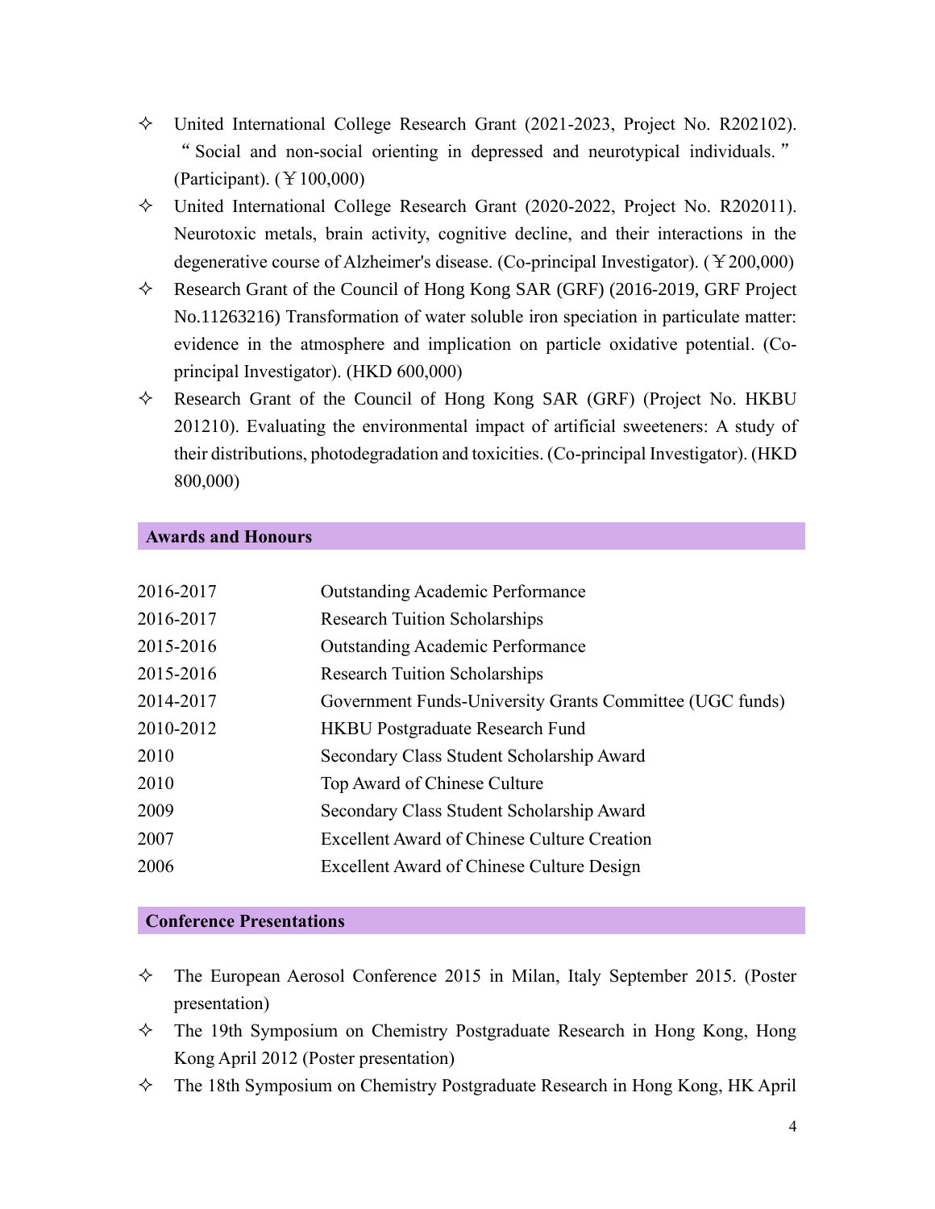- United International College Research Grant (2021-2023, Project No. R202102). "Social and non-social orienting in depressed and neurotypical individuals." (Participant). (￥100,000)
- United International College Research Grant (2020-2022, Project No. R202011). Neurotoxic metals, brain activity, cognitive decline, and their interactions in the degenerative course of Alzheimer's disease. (Co-principal Investigator). (￥200,000)
- Research Grant of the Council of Hong Kong SAR (GRF) (2016-2019, GRF Project No.11263216) Transformation of water soluble iron speciation in particulate matter: evidence in the atmosphere and implication on particle oxidative potential. (Co-principal Investigator). (HKD 600,000)
- Research Grant of the Council of Hong Kong SAR (GRF) (Project No. HKBU 201210). Evaluating the environmental impact of artificial sweeteners: A study of their distributions, photodegradation and toxicities. (Co-principal Investigator). (HKD 800,000)

## Awards and Honours

| | |
|---|---|
| 2016-2017 | Outstanding Academic Performance |
| 2016-2017 | Research Tuition Scholarships |
| 2015-2016 | Outstanding Academic Performance |
| 2015-2016 | Research Tuition Scholarships |
| 2014-2017 | Government Funds-University Grants Committee (UGC funds) |
| 2010-2012 | HKBU Postgraduate Research Fund |
| 2010 | Secondary Class Student Scholarship Award |
| 2010 | Top Award of Chinese Culture |
| 2009 | Secondary Class Student Scholarship Award |
| 2007 | Excellent Award of Chinese Culture Creation |
| 2006 | Excellent Award of Chinese Culture Design |

## Conference Presentations

- The European Aerosol Conference 2015 in Milan, Italy September 2015. (Poster presentation)
- The 19th Symposium on Chemistry Postgraduate Research in Hong Kong, Hong Kong April 2012 (Poster presentation)
- The 18th Symposium on Chemistry Postgraduate Research in Hong Kong, HK April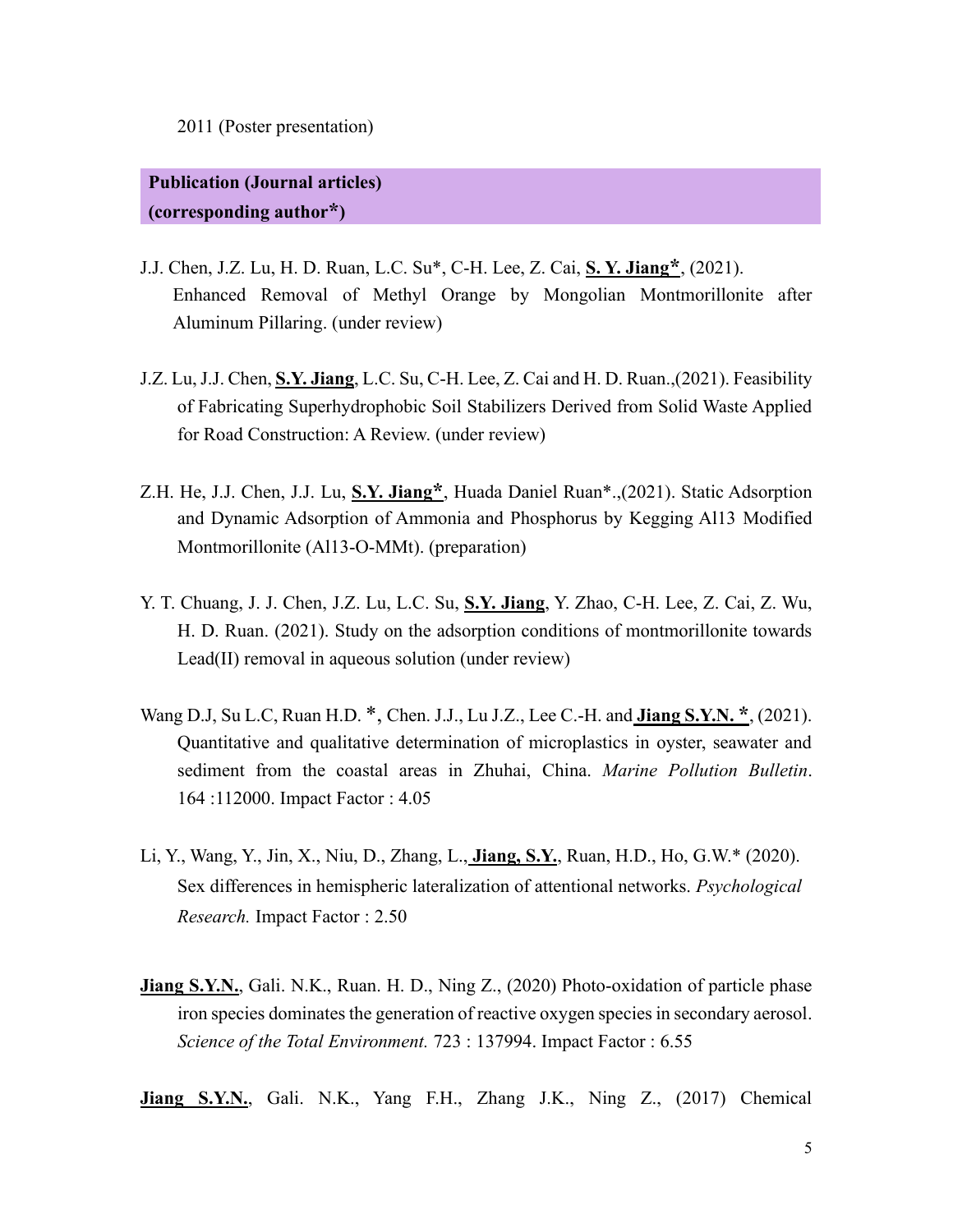2011 (Poster presentation)

**Publication (Journal articles)**
**(corresponding author*)**

J.J. Chen, J.Z. Lu, H. D. Ruan, L.C. Su*, C-H. Lee, Z. Cai, **S. Y. Jiang***, (2021). Enhanced Removal of Methyl Orange by Mongolian Montmorillonite after Aluminum Pillaring. (under review)

J.Z. Lu, J.J. Chen, **S.Y. Jiang**, L.C. Su, C-H. Lee, Z. Cai and H. D. Ruan.,(2021). Feasibility of Fabricating Superhydrophobic Soil Stabilizers Derived from Solid Waste Applied for Road Construction: A Review. (under review)

Z.H. He, J.J. Chen, J.J. Lu, **S.Y. Jiang***, Huada Daniel Ruan*.,(2021). Static Adsorption and Dynamic Adsorption of Ammonia and Phosphorus by Kegging Al13 Modified Montmorillonite (Al13-O-MMt). (preparation)

Y. T. Chuang, J. J. Chen, J.Z. Lu, L.C. Su, **S.Y. Jiang**, Y. Zhao, C-H. Lee, Z. Cai, Z. Wu, H. D. Ruan. (2021). Study on the adsorption conditions of montmorillonite towards Lead(II) removal in aqueous solution (under review)

Wang D.J, Su L.C, Ruan H.D. *, Chen. J.J., Lu J.Z., Lee C.-H. and **Jiang S.Y.N. ***, (2021). Quantitative and qualitative determination of microplastics in oyster, seawater and sediment from the coastal areas in Zhuhai, China. *Marine Pollution Bulletin*. 164 :112000. Impact Factor : 4.05

Li, Y., Wang, Y., Jin, X., Niu, D., Zhang, L., **Jiang, S.Y.**, Ruan, H.D., Ho, G.W.* (2020). Sex differences in hemispheric lateralization of attentional networks. *Psychological Research.* Impact Factor : 2.50

**Jiang S.Y.N.**, Gali. N.K., Ruan. H. D., Ning Z., (2020) Photo-oxidation of particle phase iron species dominates the generation of reactive oxygen species in secondary aerosol. *Science of the Total Environment.* 723 : 137994. Impact Factor : 6.55

**Jiang S.Y.N.**, Gali. N.K., Yang F.H., Zhang J.K., Ning Z., (2017) Chemical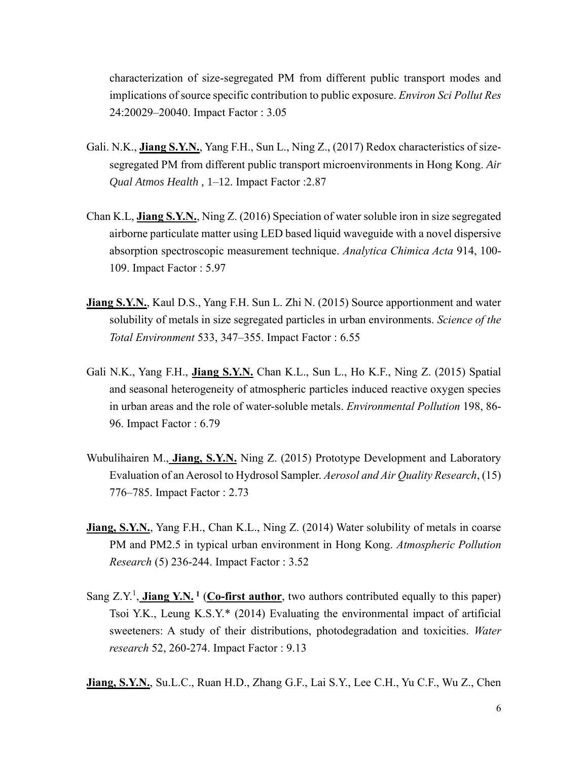characterization of size-segregated PM from different public transport modes and implications of source specific contribution to public exposure. *Environ Sci Pollut Res* 24:20029–20040. Impact Factor : 3.05

Gali. N.K., **Jiang S.Y.N.**, Yang F.H., Sun L., Ning Z., (2017) Redox characteristics of size-segregated PM from different public transport microenvironments in Hong Kong. *Air Qual Atmos Health* , 1–12. Impact Factor :2.87

Chan K.L, **Jiang S.Y.N.**, Ning Z. (2016) Speciation of water soluble iron in size segregated airborne particulate matter using LED based liquid waveguide with a novel dispersive absorption spectroscopic measurement technique. *Analytica Chimica Acta* 914, 100-109. Impact Factor : 5.97

**Jiang S.Y.N.**, Kaul D.S., Yang F.H. Sun L. Zhi N. (2015) Source apportionment and water solubility of metals in size segregated particles in urban environments. *Science of the Total Environment* 533, 347–355. Impact Factor : 6.55

Gali N.K., Yang F.H., **Jiang S.Y.N.** Chan K.L., Sun L., Ho K.F., Ning Z. (2015) Spatial and seasonal heterogeneity of atmospheric particles induced reactive oxygen species in urban areas and the role of water-soluble metals. *Environmental Pollution* 198, 86-96. Impact Factor : 6.79

Wubulihairen M., **Jiang, S.Y.N.** Ning Z. (2015) Prototype Development and Laboratory Evaluation of an Aerosol to Hydrosol Sampler. *Aerosol and Air Quality Research*, (15) 776–785. Impact Factor : 2.73

**Jiang, S.Y.N.**, Yang F.H., Chan K.L., Ning Z. (2014) Water solubility of metals in coarse PM and PM2.5 in typical urban environment in Hong Kong. *Atmospheric Pollution Research* (5) 236-244. Impact Factor : 3.52

Sang Z.Y.[1], **Jiang Y.N.** [1] (**Co-first author**, two authors contributed equally to this paper) Tsoi Y.K., Leung K.S.Y.* (2014) Evaluating the environmental impact of artificial sweeteners: A study of their distributions, photodegradation and toxicities. *Water research* 52, 260-274. Impact Factor : 9.13

**Jiang, S.Y.N.**, Su.L.C., Ruan H.D., Zhang G.F., Lai S.Y., Lee C.H., Yu C.F., Wu Z., Chen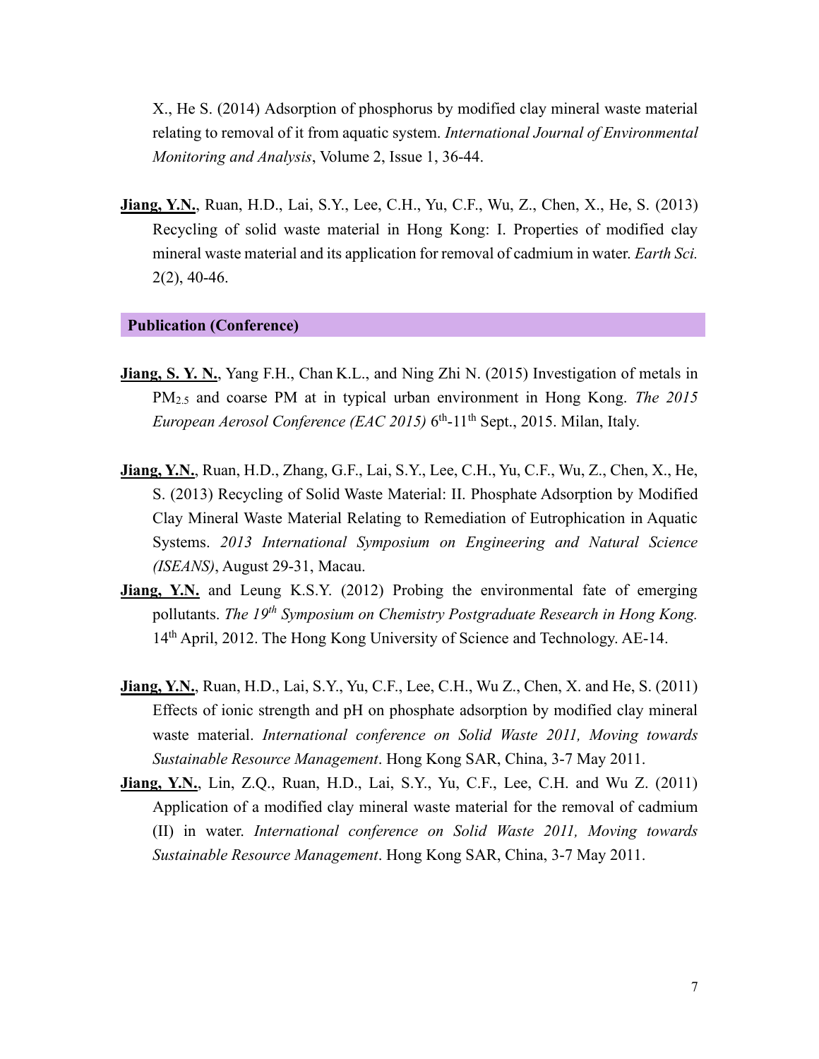X., He S. (2014) Adsorption of phosphorus by modified clay mineral waste material relating to removal of it from aquatic system. *International Journal of Environmental Monitoring and Analysis*, Volume 2, Issue 1, 36-44.

**Jiang, Y.N.**, Ruan, H.D., Lai, S.Y., Lee, C.H., Yu, C.F., Wu, Z., Chen, X., He, S. (2013) Recycling of solid waste material in Hong Kong: I. Properties of modified clay mineral waste material and its application for removal of cadmium in water. *Earth Sci.* 2(2), 40-46.

## Publication (Conference)

**Jiang, S. Y. N.**, Yang F.H., Chan K.L., and Ning Zhi N. (2015) Investigation of metals in $PM_{2.5}$ and coarse PM at in typical urban environment in Hong Kong. *The 2015 European Aerosol Conference (EAC 2015)* 6th-11th Sept., 2015. Milan, Italy.

**Jiang, Y.N.**, Ruan, H.D., Zhang, G.F., Lai, S.Y., Lee, C.H., Yu, C.F., Wu, Z., Chen, X., He, S. (2013) Recycling of Solid Waste Material: II. Phosphate Adsorption by Modified Clay Mineral Waste Material Relating to Remediation of Eutrophication in Aquatic Systems. *2013 International Symposium on Engineering and Natural Science (ISEANS)*, August 29-31, Macau.

**Jiang, Y.N.** and Leung K.S.Y. (2012) Probing the environmental fate of emerging pollutants. *The 19th Symposium on Chemistry Postgraduate Research in Hong Kong.* 14th April, 2012. The Hong Kong University of Science and Technology. AE-14.

**Jiang, Y.N.**, Ruan, H.D., Lai, S.Y., Yu, C.F., Lee, C.H., Wu Z., Chen, X. and He, S. (2011) Effects of ionic strength and pH on phosphate adsorption by modified clay mineral waste material. *International conference on Solid Waste 2011, Moving towards Sustainable Resource Management*. Hong Kong SAR, China, 3-7 May 2011.

**Jiang, Y.N.**, Lin, Z.Q., Ruan, H.D., Lai, S.Y., Yu, C.F., Lee, C.H. and Wu Z. (2011) Application of a modified clay mineral waste material for the removal of cadmium (II) in water. *International conference on Solid Waste 2011, Moving towards Sustainable Resource Management*. Hong Kong SAR, China, 3-7 May 2011.